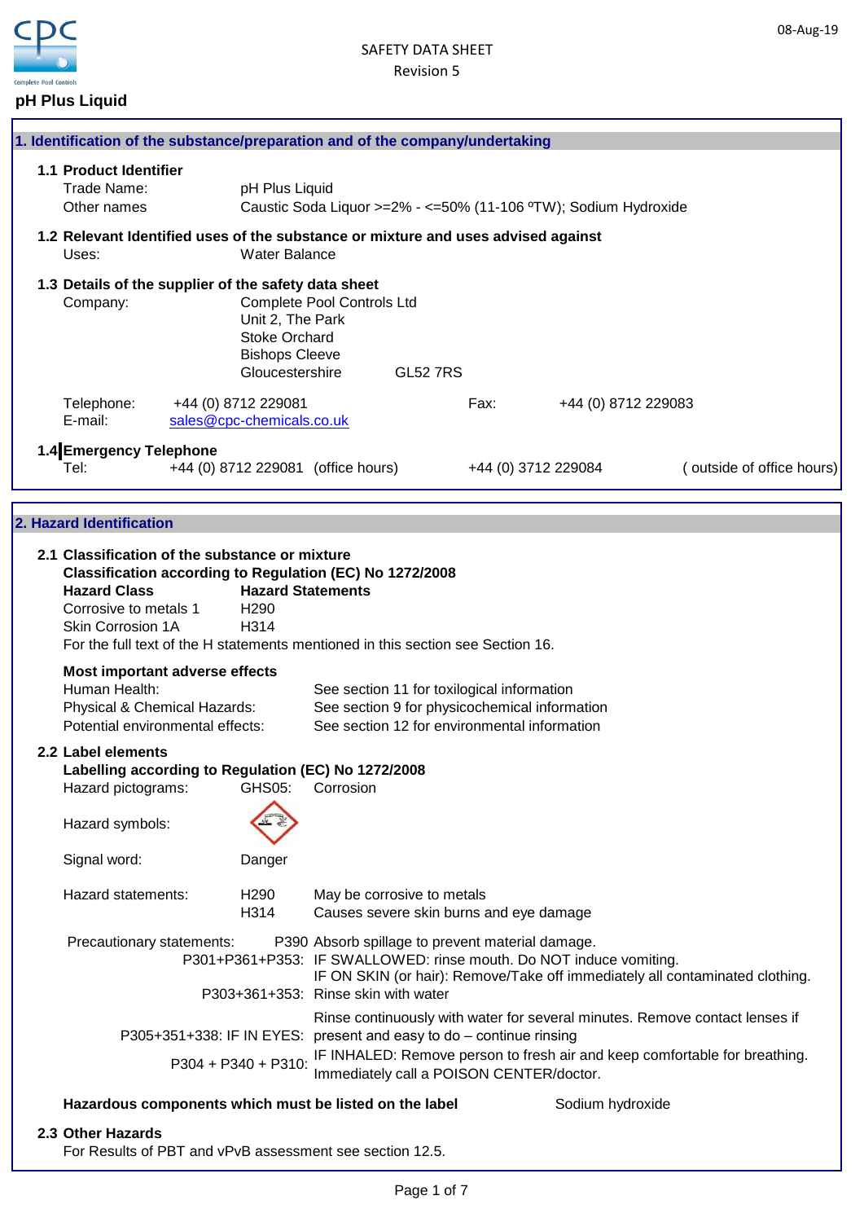# pH Plus Liquid

SAFETY DATA SHEET
Revision 5

08-Aug-19

## 1. Identification of the substance/preparation and of the company/undertaking

### 1.1 Product Identifier

Trade Name: pH Plus Liquid
Other names: Caustic Soda Liquor >=2% - <=50% (11-106 ºTW); Sodium Hydroxide

### 1.2 Relevant Identified uses of the substance or mixture and uses advised against

Uses: Water Balance

### 1.3 Details of the supplier of the safety data sheet

Company:
Complete Pool Controls Ltd
Unit 2, The Park
Stoke Orchard
Bishops Cleeve
Gloucestershire GL52 7RS

Telephone: +44 (0) 8712 229081
Fax: +44 (0) 8712 229083
E-mail: sales@cpc-chemicals.co.uk

### 1.4 Emergency Telephone

Tel: +44 (0) 8712 229081 (office hours) +44 (0) 3712 229084 ( outside of office hours)

## 2. Hazard Identification

### 2.1 Classification of the substance or mixture

**Classification according to Regulation (EC) No 1272/2008**

| Hazard Class | Hazard Statements |
|---|---|
| Corrosive to metals 1 | H290 |
| Skin Corrosion 1A | H314 |

For the full text of the H statements mentioned in this section see Section 16.

**Most important adverse effects**

Human Health: See section 11 for toxilogical information
Physical & Chemical Hazards: See section 9 for physicochemical information
Potential environmental effects: See section 12 for environmental information

### 2.2 Label elements

**Labelling according to Regulation (EC) No 1272/2008**

Hazard pictograms: GHS05: Corrosion

Hazard symbols:

Signal word: Danger

Hazard statements:
H290 May be corrosive to metals
H314 Causes severe skin burns and eye damage

Precautionary statements:
P390 Absorb spillage to prevent material damage.
P301+P361+P353: IF SWALLOWED: rinse mouth. Do NOT induce vomiting.
IF ON SKIN (or hair): Remove/Take off immediately all contaminated clothing.
P303+361+353: Rinse skin with water
P305+351+338: IF IN EYES: Rinse continuously with water for several minutes. Remove contact lenses if present and easy to do – continue rinsing
P304 + P340 + P310: IF INHALED: Remove person to fresh air and keep comfortable for breathing. Immediately call a POISON CENTER/doctor.

**Hazardous components which must be listed on the label** Sodium hydroxide

### 2.3 Other Hazards

For Results of PBT and vPvB assessment see section 12.5.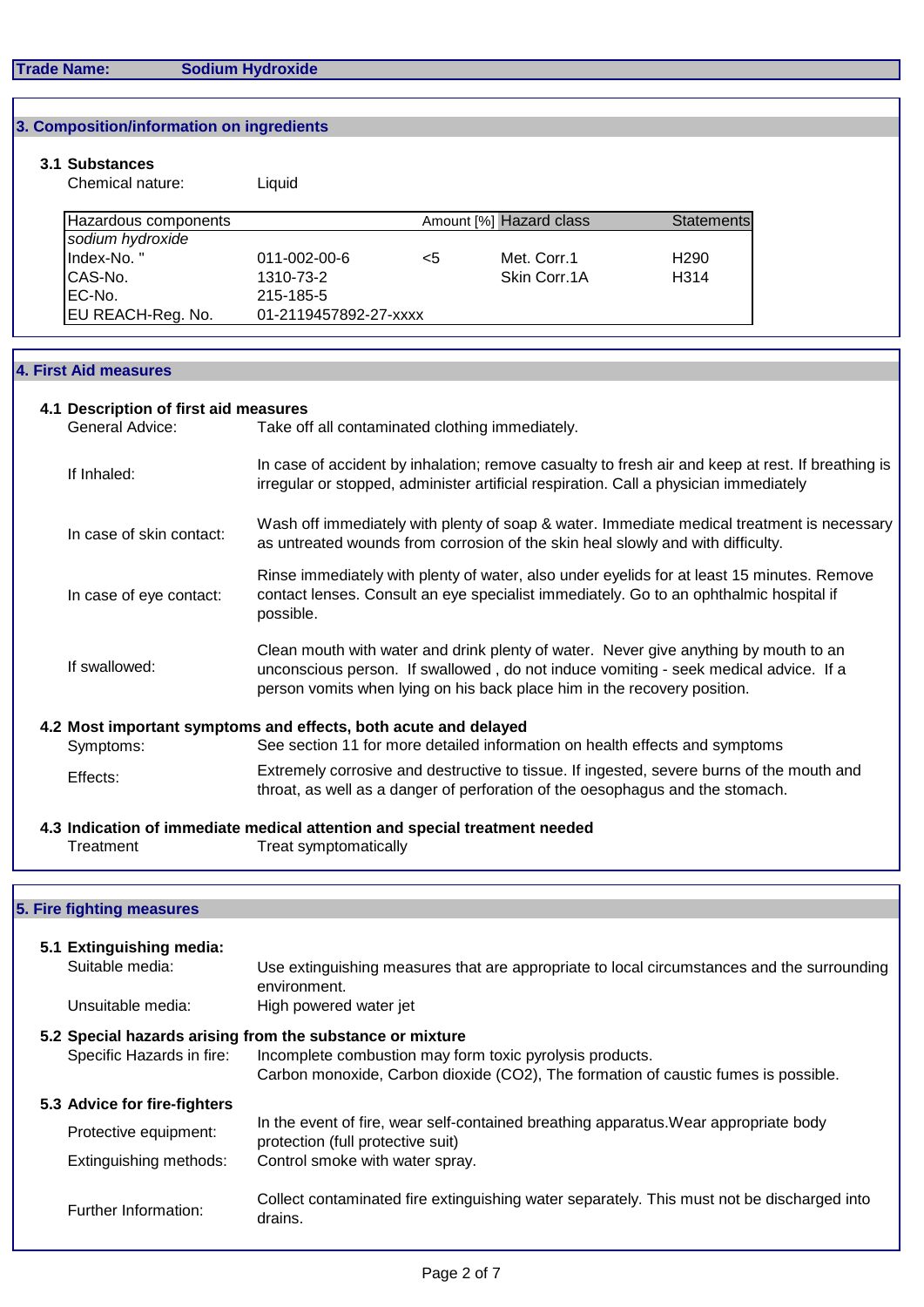**Trade Name:** **Sodium Hydroxide**

## 3. Composition/information on ingredients

### 3.1 Substances

Chemical nature: Liquid

| Hazardous components | | Amount [%] | Hazard class | Statements |
|---|---|---|---|---|
| *sodium hydroxide* | | | | |
| Index-No. " | 011-002-00-6 | <5 | Met. Corr.1 | H290 |
| CAS-No. | 1310-73-2 | | Skin Corr.1A | H314 |
| EC-No. | 215-185-5 | | | |
| EU REACH-Reg. No. | 01-2119457892-27-xxxx | | | |

## 4. First Aid measures

### 4.1 Description of first aid measures

**General Advice:** Take off all contaminated clothing immediately.

**If Inhaled:** In case of accident by inhalation; remove casualty to fresh air and keep at rest. If breathing is irregular or stopped, administer artificial respiration. Call a physician immediately

**In case of skin contact:** Wash off immediately with plenty of soap & water. Immediate medical treatment is necessary as untreated wounds from corrosion of the skin heal slowly and with difficulty.

**In case of eye contact:** Rinse immediately with plenty of water, also under eyelids for at least 15 minutes. Remove contact lenses. Consult an eye specialist immediately. Go to an ophthalmic hospital if possible.

**If swallowed:** Clean mouth with water and drink plenty of water. Never give anything by mouth to an unconscious person. If swallowed , do not induce vomiting - seek medical advice. If a person vomits when lying on his back place him in the recovery position.

### 4.2 Most important symptoms and effects, both acute and delayed

**Symptoms:** See section 11 for more detailed information on health effects and symptoms

**Effects:** Extremely corrosive and destructive to tissue. If ingested, severe burns of the mouth and throat, as well as a danger of perforation of the oesophagus and the stomach.

### 4.3 Indication of immediate medical attention and special treatment needed

**Treatment:** Treat symptomatically

## 5. Fire fighting measures

### 5.1 Extinguishing media:

**Suitable media:** Use extinguishing measures that are appropriate to local circumstances and the surrounding environment.

**Unsuitable media:** High powered water jet

### 5.2 Special hazards arising from the substance or mixture

**Specific Hazards in fire:** Incomplete combustion may form toxic pyrolysis products.
Carbon monoxide, Carbon dioxide ($CO_2$), The formation of caustic fumes is possible.

### 5.3 Advice for fire-fighters

**Protective equipment:** In the event of fire, wear self-contained breathing apparatus.Wear appropriate body protection (full protective suit)

**Extinguishing methods:** Control smoke with water spray.

**Further Information:** Collect contaminated fire extinguishing water separately. This must not be discharged into drains.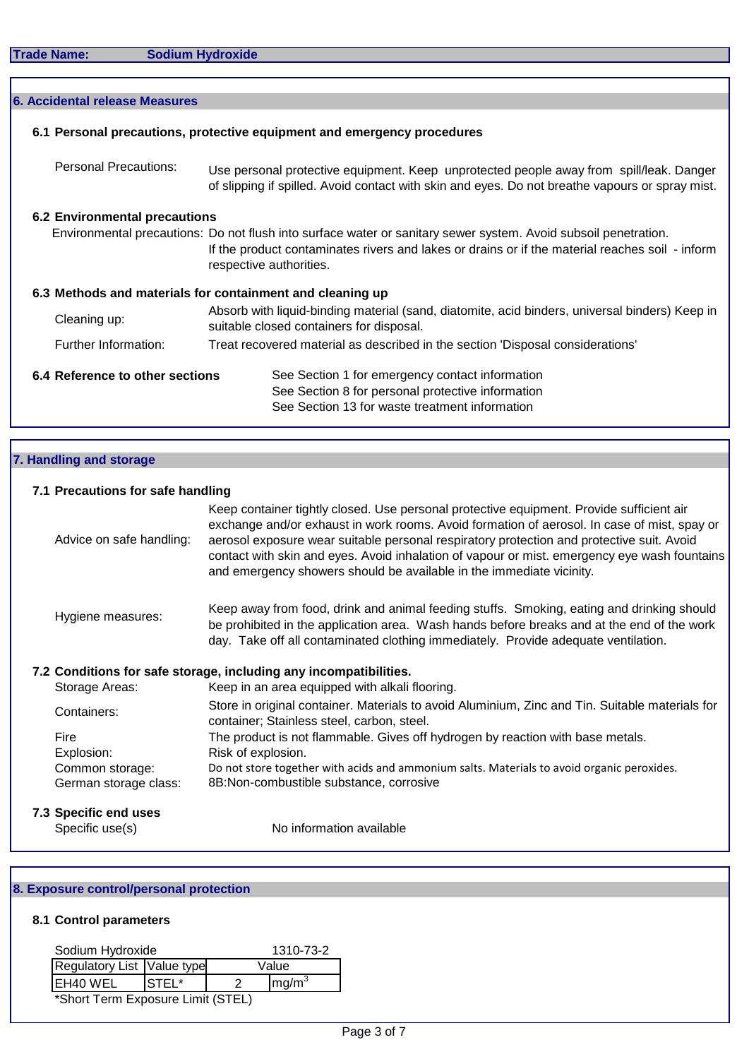**Trade Name:** Sodium Hydroxide

## 6. Accidental release Measures

### 6.1 Personal precautions, protective equipment and emergency procedures

**Personal Precautions:** Use personal protective equipment. Keep unprotected people away from spill/leak. Danger of slipping if spilled. Avoid contact with skin and eyes. Do not breathe vapours or spray mist.

### 6.2 Environmental precautions

**Environmental precautions:** Do not flush into surface water or sanitary sewer system. Avoid subsoil penetration. If the product contaminates rivers and lakes or drains or if the material reaches soil - inform respective authorities.

### 6.3 Methods and materials for containment and cleaning up

**Cleaning up:** Absorb with liquid-binding material (sand, diatomite, acid binders, universal binders) Keep in suitable closed containers for disposal.

**Further Information:** Treat recovered material as described in the section 'Disposal considerations'

### 6.4 Reference to other sections

See Section 1 for emergency contact information
See Section 8 for personal protective information
See Section 13 for waste treatment information

## 7. Handling and storage

### 7.1 Precautions for safe handling

**Advice on safe handling:** Keep container tightly closed. Use personal protective equipment. Provide sufficient air exchange and/or exhaust in work rooms. Avoid formation of aerosol. In case of mist, spray or aerosol exposure wear suitable personal respiratory protection and protective suit. Avoid contact with skin and eyes. Avoid inhalation of vapour or mist. emergency eye wash fountains and emergency showers should be available in the immediate vicinity.

**Hygiene measures:** Keep away from food, drink and animal feeding stuffs. Smoking, eating and drinking should be prohibited in the application area. Wash hands before breaks and at the end of the work day. Take off all contaminated clothing immediately. Provide adequate ventilation.

### 7.2 Conditions for safe storage, including any incompatibilities.

**Storage Areas:** Keep in an area equipped with alkali flooring.

**Containers:** Store in original container. Materials to avoid Aluminium, Zinc and Tin. Suitable materials for container; Stainless steel, carbon, steel.

**Fire** The product is not flammable. Gives off hydrogen by reaction with base metals.

**Explosion:** Risk of explosion.

**Common storage:** Do not store together with acids and ammonium salts. Materials to avoid organic peroxides.

**German storage class:** 8B:Non-combustible substance, corrosive

### 7.3 Specific end uses

**Specific use(s)** No information available

## 8. Exposure control/personal protection

### 8.1 Control parameters

Sodium Hydroxide 1310-73-2

| Regulatory List | Value type | Value | |
|---|---|---|---|
| EH40 WEL | STEL* | 2 | $mg/m^3$ |

*Short Term Exposure Limit (STEL)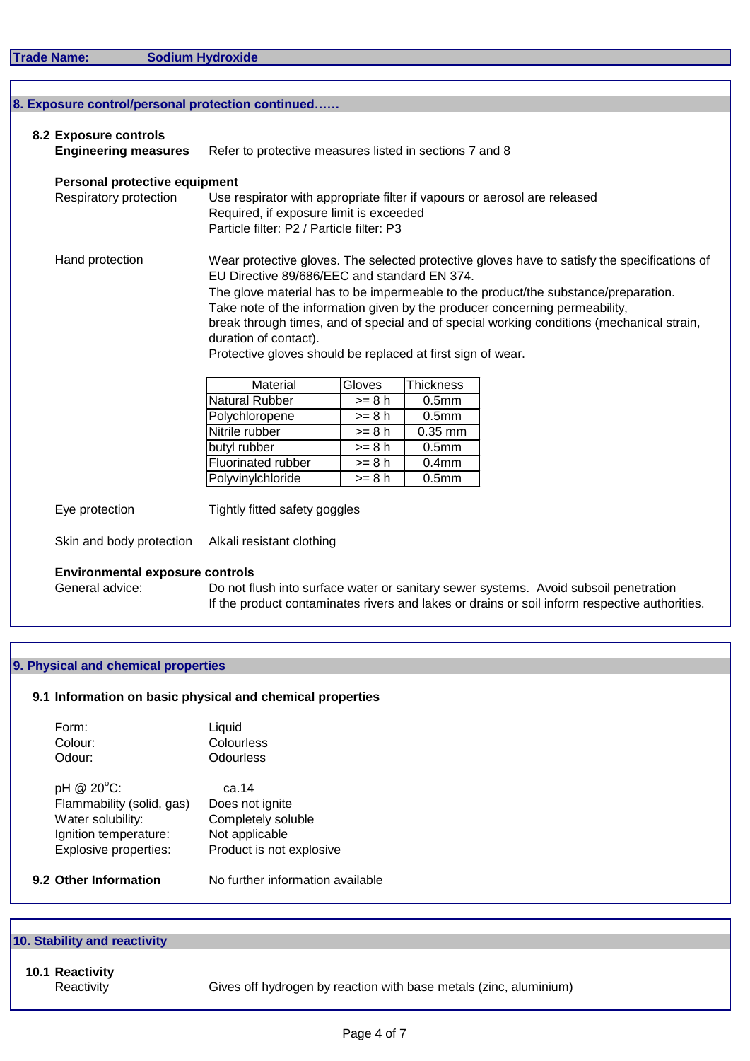**Trade Name:** **Sodium Hydroxide**

## 8. Exposure control/personal protection continued……

### 8.2 Exposure controls

**Engineering measures** Refer to protective measures listed in sections 7 and 8

**Personal protective equipment**

Respiratory protection: Use respirator with appropriate filter if vapours or aerosol are released
Required, if exposure limit is exceeded
Particle filter: P2 / Particle filter: P3

Hand protection: Wear protective gloves. The selected protective gloves have to satisfy the specifications of EU Directive 89/686/EEC and standard EN 374.
The glove material has to be impermeable to the product/the substance/preparation.
Take note of the information given by the producer concerning permeability,
break through times, and of special and of special working conditions (mechanical strain, duration of contact).
Protective gloves should be replaced at first sign of wear.

| Material | Gloves | Thickness |
|---|---|---|
| Natural Rubber | >= 8 h | 0.5mm |
| Polychloropene | >= 8 h | 0.5mm |
| Nitrile rubber | >= 8 h | 0.35 mm |
| butyl rubber | >= 8 h | 0.5mm |
| Fluorinated rubber | >= 8 h | 0.4mm |
| Polyvinylchloride | >= 8 h | 0.5mm |

Eye protection: Tightly fitted safety goggles

Skin and body protection: Alkali resistant clothing

**Environmental exposure controls**

General advice: Do not flush into surface water or sanitary sewer systems. Avoid subsoil penetration
If the product contaminates rivers and lakes or drains or soil inform respective authorities.

## 9. Physical and chemical properties

### 9.1 Information on basic physical and chemical properties

Form: Liquid
Colour: Colourless
Odour: Odourless

pH @ 20°C: ca.14
Flammability (solid, gas): Does not ignite
Water solubility: Completely soluble
Ignition temperature: Not applicable
Explosive properties: Product is not explosive

### 9.2 Other Information

No further information available

## 10. Stability and reactivity

### 10.1 Reactivity

Reactivity: Gives off hydrogen by reaction with base metals (zinc, aluminium)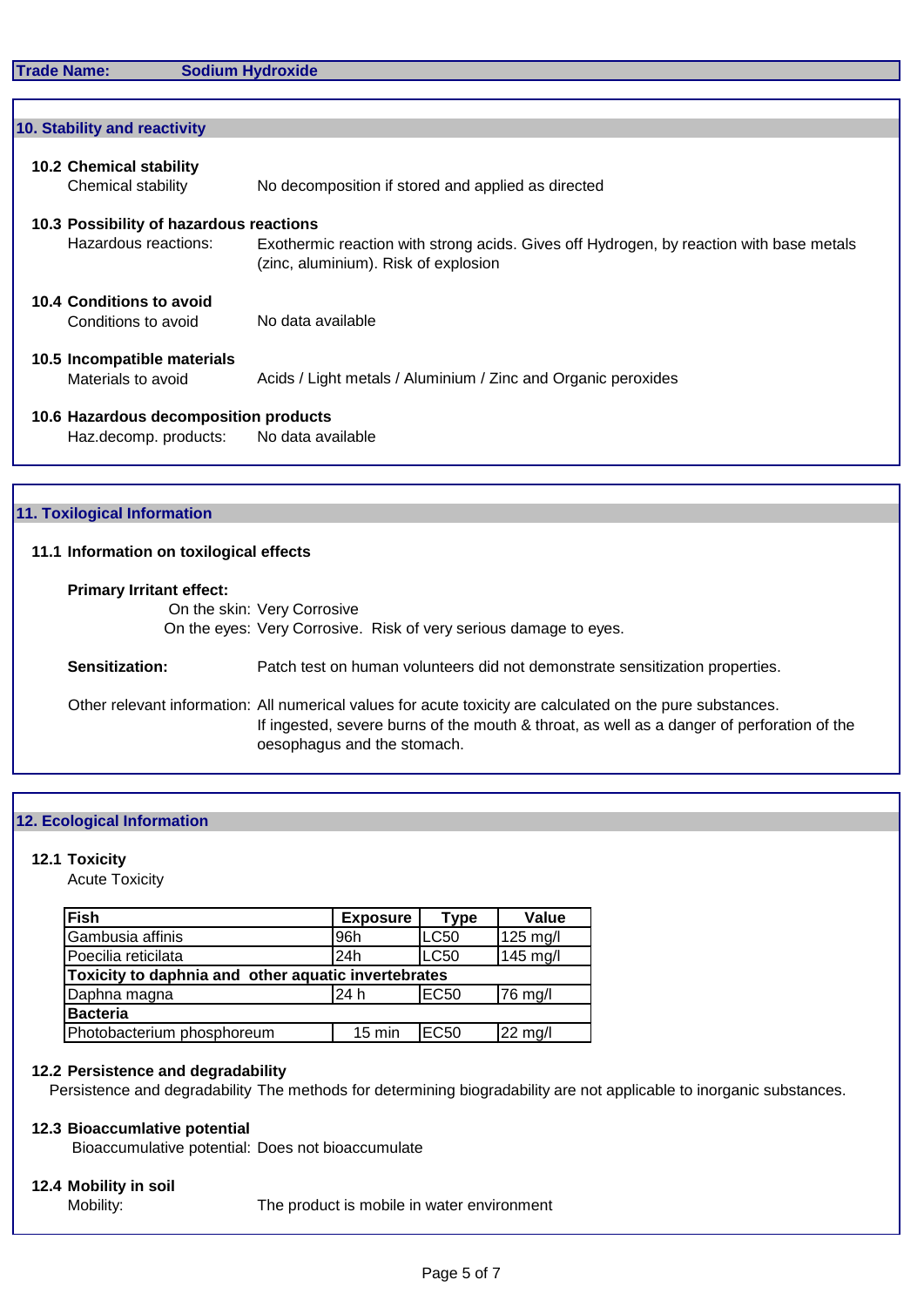**Trade Name:** **Sodium Hydroxide**

## 10. Stability and reactivity

### 10.2 Chemical stability

Chemical stability: No decomposition if stored and applied as directed

### 10.3 Possibility of hazardous reactions

Hazardous reactions: Exothermic reaction with strong acids. Gives off Hydrogen, by reaction with base metals (zinc, aluminium). Risk of explosion

### 10.4 Conditions to avoid

Conditions to avoid: No data available

### 10.5 Incompatible materials

Materials to avoid: Acids / Light metals / Aluminium / Zinc and Organic peroxides

### 10.6 Hazardous decomposition products

Haz.decomp. products: No data available

## 11. Toxilogical Information

### 11.1 Information on toxilogical effects

**Primary Irritant effect:**

On the skin: Very Corrosive

On the eyes: Very Corrosive. Risk of very serious damage to eyes.

**Sensitization:** Patch test on human volunteers did not demonstrate sensitization properties.

Other relevant information: All numerical values for acute toxicity are calculated on the pure substances.
If ingested, severe burns of the mouth & throat, as well as a danger of perforation of the oesophagus and the stomach.

## 12. Ecological Information

### 12.1 Toxicity

Acute Toxicity

| Fish | Exposure | Type | Value |
|---|---|---|---|
| Gambusia affinis | 96h | LC50 | 125 mg/l |
| Poecilia reticilata | 24h | LC50 | 145 mg/l |
| **Toxicity to daphnia and other aquatic invertebrates** | | | |
| Daphna magna | 24 h | EC50 | 76 mg/l |
| **Bacteria** | | | |
| Photobacterium phosphoreum | 15 min | EC50 | 22 mg/l |

### 12.2 Persistence and degradability

Persistence and degradability: The methods for determining biogradability are not applicable to inorganic substances.

### 12.3 Bioaccumlative potential

Bioaccumulative potential: Does not bioaccumulate

### 12.4 Mobility in soil

Mobility: The product is mobile in water environment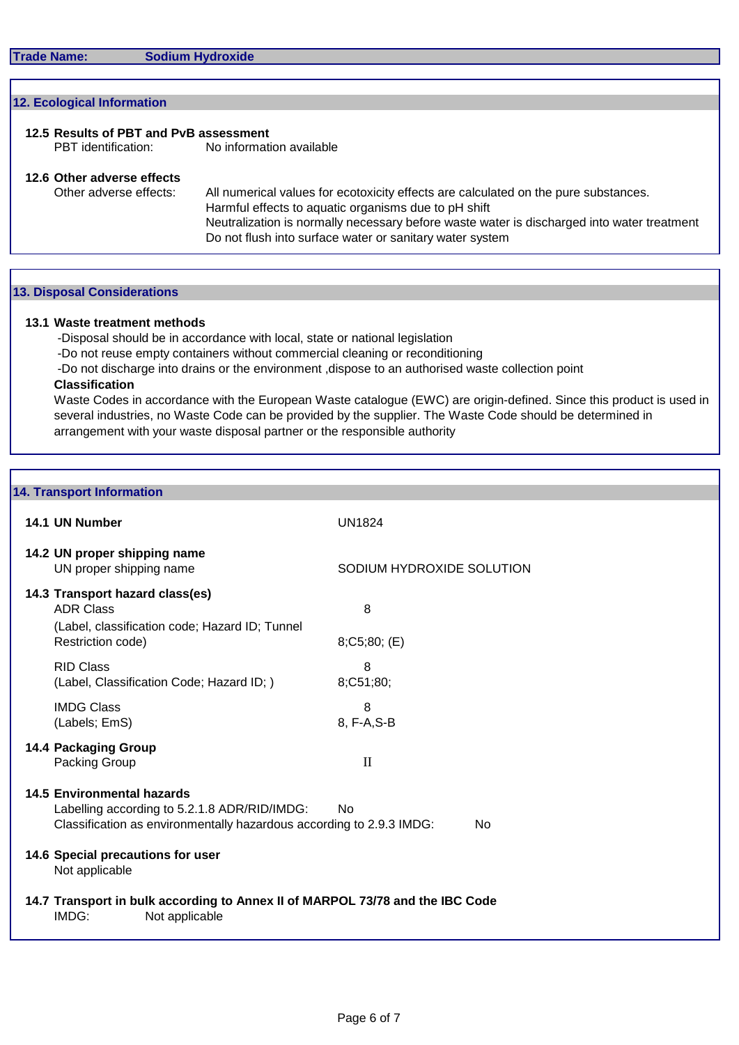## 12. Ecological Information

### 12.5 Results of PBT and PvB assessment

PBT identification: No information available

### 12.6 Other adverse effects

Other adverse effects: All numerical values for ecotoxicity effects are calculated on the pure substances.
Harmful effects to aquatic organisms due to pH shift
Neutralization is normally necessary before waste water is discharged into water treatment
Do not flush into surface water or sanitary water system

## 13. Disposal Considerations

### 13.1 Waste treatment methods

-Disposal should be in accordance with local, state or national legislation
-Do not reuse empty containers without commercial cleaning or reconditioning
-Do not discharge into drains or the environment ,dispose to an authorised waste collection point

**Classification**

Waste Codes in accordance with the European Waste catalogue (EWC) are origin-defined. Since this product is used in several industries, no Waste Code can be provided by the supplier. The Waste Code should be determined in arrangement with your waste disposal partner or the responsible authority

## 14. Transport Information

**14.1 UN Number** UN1824

**14.2 UN proper shipping name**

UN proper shipping name: SODIUM HYDROXIDE SOLUTION

**14.3 Transport hazard class(es)**

| | |
|---|---|
| ADR Class | 8 |
| (Label, classification code; Hazard ID; Tunnel Restriction code) | 8;C5;80; (E) |
| RID Class | 8 |
| (Label, Classification Code; Hazard ID; ) | 8;C51;80; |
| IMDG Class | 8 |
| (Labels; EmS) | 8, F-A,S-B |

**14.4 Packaging Group**

Packing Group: II

**14.5 Environmental hazards**

Labelling according to 5.2.1.8 ADR/RID/IMDG: No
Classification as environmentally hazardous according to 2.9.3 IMDG: No

**14.6 Special precautions for user**

Not applicable

**14.7 Transport in bulk according to Annex II of MARPOL 73/78 and the IBC Code**

IMDG: Not applicable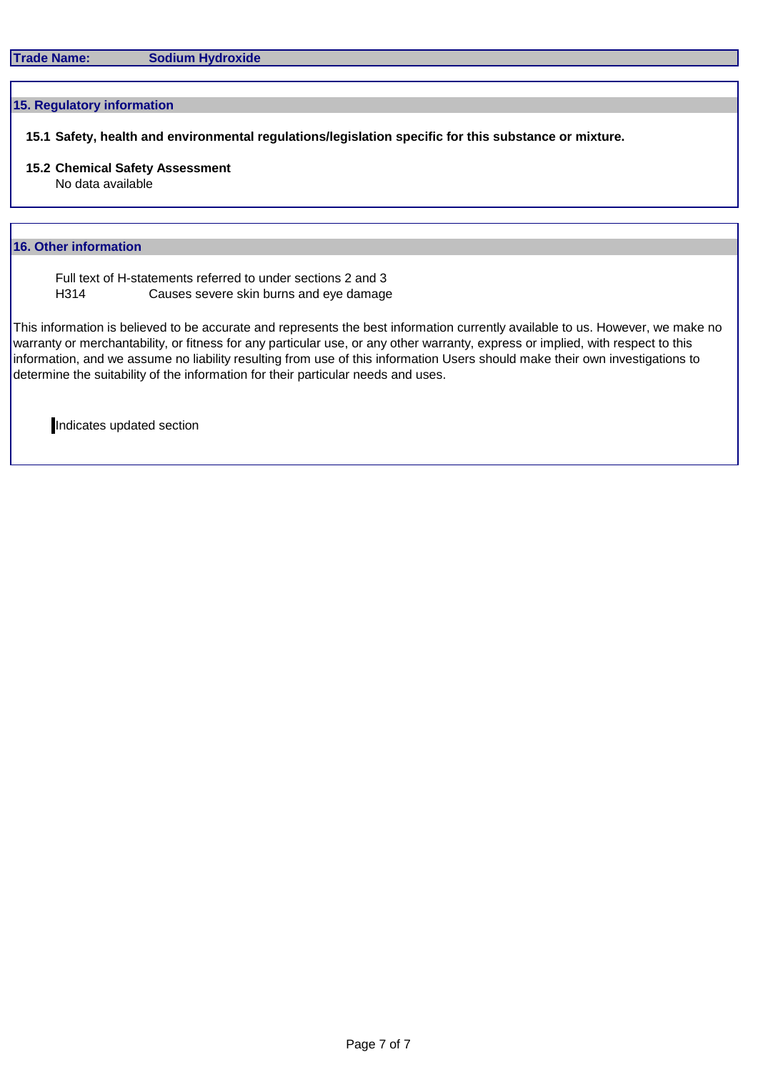**Trade Name:** **Sodium Hydroxide**

## 15. Regulatory information

**15.1 Safety, health and environmental regulations/legislation specific for this substance or mixture.**

**15.2 Chemical Safety Assessment**

No data available

## 16. Other information

Full text of H-statements referred to under sections 2 and 3

| | |
|---|---|
| H314 | Causes severe skin burns and eye damage |

This information is believed to be accurate and represents the best information currently available to us. However, we make no warranty or merchantability, or fitness for any particular use, or any other warranty, express or implied, with respect to this information, and we assume no liability resulting from use of this information Users should make their own investigations to determine the suitability of the information for their particular needs and uses.

▌Indicates updated section